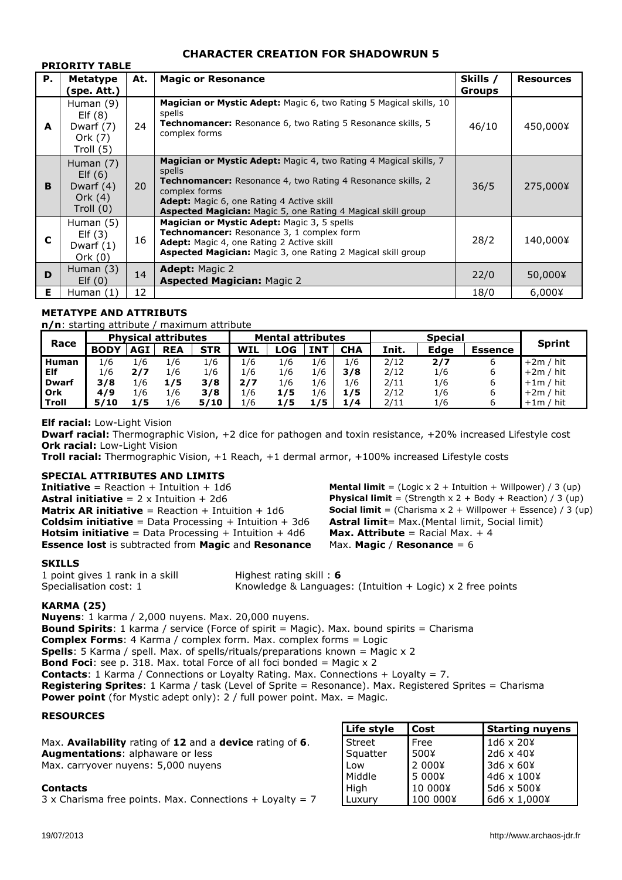# CHARACTER CREATION FOR SHADOWRUN 5

## PRIORITY TABLE

| P. | Metatype (spe. Att.) | At. | Magic or Resonance | Skills / Groups | Resources |
|---|---|---|---|---|---|
| **A** | Human (9)<br>Elf (8)<br>Dwarf (7)<br>Ork (7)<br>Troll (5) | 24 | **Magician or Mystic Adept:** Magic 6, two Rating 5 Magical skills, 10 spells<br>**Technomancer:** Resonance 6, two Rating 5 Resonance skills, 5 complex forms | 46/10 | 450,000¥ |
| **B** | Human (7)<br>Elf (6)<br>Dwarf (4)<br>Ork (4)<br>Troll (0) | 20 | **Magician or Mystic Adept:** Magic 4, two Rating 4 Magical skills, 7 spells<br>**Technomancer:** Resonance 4, two Rating 4 Resonance skills, 2 complex forms<br>**Adept:** Magic 6, one Rating 4 Active skill<br>**Aspected Magician:** Magic 5, one Rating 4 Magical skill group | 36/5 | 275,000¥ |
| **C** | Human (5)<br>Elf (3)<br>Dwarf (1)<br>Ork (0) | 16 | **Magician or Mystic Adept:** Magic 3, 5 spells<br>**Technomancer:** Resonance 3, 1 complex form<br>**Adept:** Magic 4, one Rating 2 Active skill<br>**Aspected Magician:** Magic 3, one Rating 2 Magical skill group | 28/2 | 140,000¥ |
| **D** | Human (3)<br>Elf (0) | 14 | **Adept:** Magic 2<br>**Aspected Magician:** Magic 2 | 22/0 | 50,000¥ |
| **E** | Human (1) | 12 | | 18/0 | 6,000¥ |

## METATYPE AND ATTRIBUTS

**n/n**: starting attribute / maximum attribute

| Race | Physical attributes | | | | Mental attributes | | | | Special | | | Sprint |
|---|---|---|---|---|---|---|---|---|---|---|---|---|
| | **BODY** | **AGI** | **REA** | **STR** | **WIL** | **LOG** | **INT** | **CHA** | **Init.** | **Edge** | **Essence** | |
| **Human** | 1/6 | 1/6 | 1/6 | 1/6 | 1/6 | 1/6 | 1/6 | 1/6 | 2/12 | **2/7** | 6 | +2m / hit |
| **Elf** | 1/6 | **2/7** | 1/6 | 1/6 | 1/6 | 1/6 | 1/6 | **3/8** | 2/12 | 1/6 | 6 | +2m / hit |
| **Dwarf** | **3/8** | 1/6 | **1/5** | **3/8** | **2/7** | 1/6 | 1/6 | 1/6 | 2/11 | 1/6 | 6 | +1m / hit |
| **Ork** | **4/9** | 1/6 | 1/6 | **3/8** | 1/6 | **1/5** | 1/6 | **1/5** | 2/12 | 1/6 | 6 | +2m / hit |
| **Troll** | **5/10** | **1/5** | 1/6 | **5/10** | 1/6 | **1/5** | **1/5** | **1/4** | 2/11 | 1/6 | 6 | +1m / hit |

**Elf racial:** Low-Light Vision
**Dwarf racial:** Thermographic Vision, +2 dice for pathogen and toxin resistance, +20% increased Lifestyle cost
**Ork racial:** Low-Light Vision
**Troll racial:** Thermographic Vision, +1 Reach, +1 dermal armor, +100% increased Lifestyle costs

## SPECIAL ATTRIBUTES AND LIMITS

**Initiative** = Reaction + Intuition + 1d6
**Astral initiative** = 2 x Intuition + 2d6
**Matrix AR initiative** = Reaction + Intuition + 1d6
**Coldsim initiative** = Data Processing + Intuition + 3d6
**Hotsim initiative** = Data Processing + Intuition + 4d6
**Essence lost** is subtracted from **Magic** and **Resonance**

**Mental limit** = (Logic x 2 + Intuition + Willpower) / 3 (up)
**Physical limit** = (Strength x 2 + Body + Reaction) / 3 (up)
**Social limit** = (Charisma x 2 + Willpower + Essence) / 3 (up)
**Astral limit**= Max.(Mental limit, Social limit)
**Max. Attribute** = Racial Max. + 4
Max. **Magic** / **Resonance** = 6

## SKILLS

1 point gives 1 rank in a skill
Specialisation cost: 1

Highest rating skill : **6**
Knowledge & Languages: (Intuition + Logic) x 2 free points

## KARMA (25)

**Nuyens**: 1 karma / 2,000 nuyens. Max. 20,000 nuyens.
**Bound Spirits**: 1 karma / service (Force of spirit = Magic). Max. bound spirits = Charisma
**Complex Forms**: 4 Karma / complex form. Max. complex forms = Logic
**Spells**: 5 Karma / spell. Max. of spells/rituals/preparations known = Magic x 2
**Bond Foci**: see p. 318. Max. total Force of all foci bonded = Magic x 2
**Contacts**: 1 Karma / Connections or Loyalty Rating. Max. Connections + Loyalty = 7.
**Registering Sprites**: 1 Karma / task (Level of Sprite = Resonance). Max. Registered Sprites = Charisma
**Power point** (for Mystic adept only): 2 / full power point. Max. = Magic.

## RESOURCES

Max. **Availability** rating of **12** and a **device** rating of **6**.
**Augmentations**: alphaware or less
Max. carryover nuyens: 5,000 nuyens

### Contacts

3 x Charisma free points. Max. Connections + Loyalty = 7

| Life style | Cost | Starting nuyens |
|---|---|---|
| Street | Free | 1d6 x 20¥ |
| Squatter | 500¥ | 2d6 x 40¥ |
| Low | 2 000¥ | 3d6 x 60¥ |
| Middle | 5 000¥ | 4d6 x 100¥ |
| High | 10 000¥ | 5d6 x 500¥ |
| Luxury | 100 000¥ | 6d6 x 1,000¥ |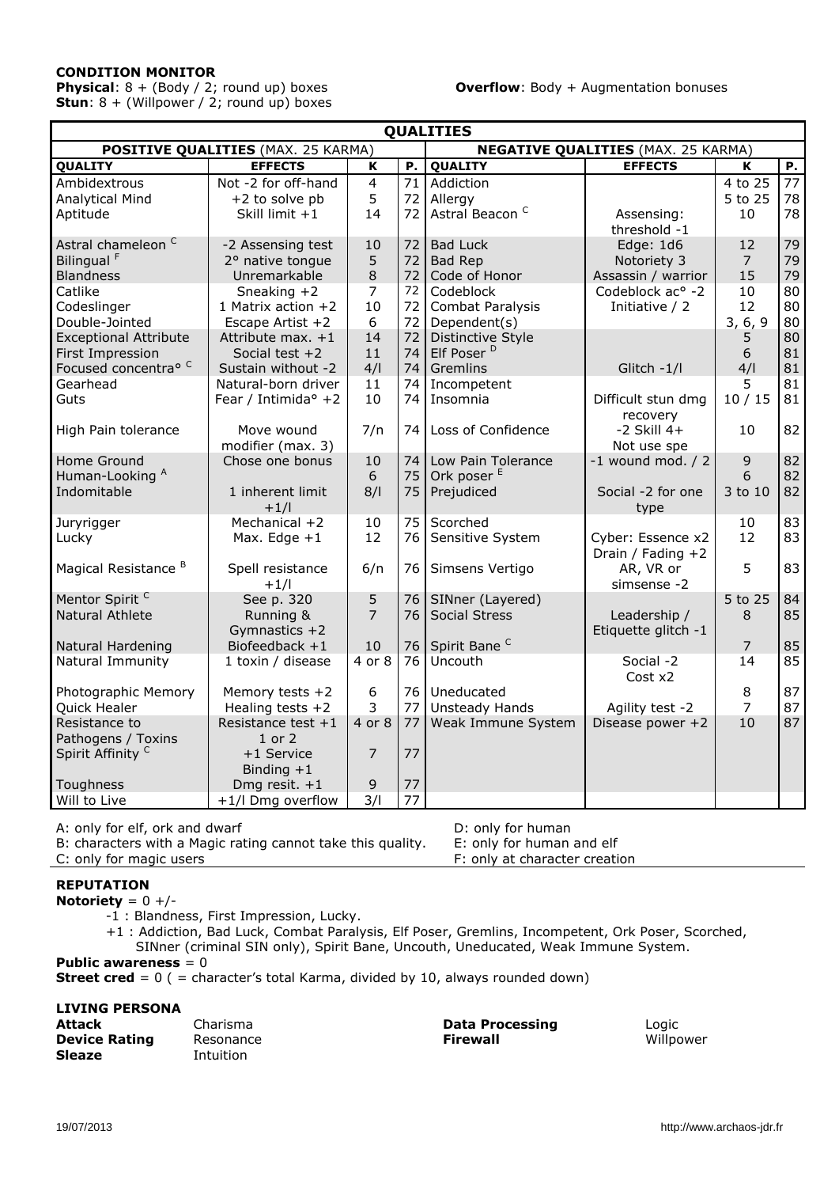**CONDITION MONITOR**

**Physical**: 8 + (Body / 2; round up) boxes

**Stun**: 8 + (Willpower / 2; round up) boxes

**Overflow**: Body + Augmentation bonuses

| QUALITIES | | | | | | | |
|---|---|---|---|---|---|---|---|
| **POSITIVE QUALITIES** (MAX. 25 KARMA) | | | | **NEGATIVE QUALITIES** (MAX. 25 KARMA) | | | |
| **QUALITY** | **EFFECTS** | **K** | **P.** | **QUALITY** | **EFFECTS** | **K** | **P.** |
| Ambidextrous | Not -2 for off-hand | 4 | 71 | Addiction | | 4 to 25 | 77 |
| Analytical Mind | +2 to solve pb | 5 | 72 | Allergy | | 5 to 25 | 78 |
| Aptitude | Skill limit +1 | 14 | 72 | Astral Beacon [C] | Assensing: threshold -1 | 10 | 78 |
| Astral chameleon [C] | -2 Assensing test | 10 | 72 | Bad Luck | Edge: 1d6 | 12 | 79 |
| Bilingual [F] | 2° native tongue | 5 | 72 | Bad Rep | Notoriety 3 | 7 | 79 |
| Blandness | Unremarkable | 8 | 72 | Code of Honor | Assassin / warrior | 15 | 79 |
| Catlike | Sneaking +2 | 7 | 72 | Codeblock | Codeblock ac° -2 | 10 | 80 |
| Codeslinger | 1 Matrix action +2 | 10 | 72 | Combat Paralysis | Initiative / 2 | 12 | 80 |
| Double-Jointed | Escape Artist +2 | 6 | 72 | Dependent(s) | | 3, 6, 9 | 80 |
| Exceptional Attribute | Attribute max. +1 | 14 | 72 | Distinctive Style | | 5 | 80 |
| First Impression | Social test +2 | 11 | 74 | Elf Poser [D] | | 6 | 81 |
| Focused concentra° [C] | Sustain without -2 | 4/l | 74 | Gremlins | Glitch -1/l | 4/l | 81 |
| Gearhead | Natural-born driver | 11 | 74 | Incompetent | | 5 | 81 |
| Guts | Fear / Intimida° +2 | 10 | 74 | Insomnia | Difficult stun dmg recovery | 10 / 15 | 81 |
| High Pain tolerance | Move wound modifier (max. 3) | 7/n | 74 | Loss of Confidence | -2 Skill 4+ Not use spe | 10 | 82 |
| Home Ground | Chose one bonus | 10 | 74 | Low Pain Tolerance | -1 wound mod. / 2 | 9 | 82 |
| Human-Looking [A] | | 6 | 75 | Ork poser [E] | | 6 | 82 |
| Indomitable | 1 inherent limit +1/l | 8/l | 75 | Prejudiced | Social -2 for one type | 3 to 10 | 82 |
| Juryrigger | Mechanical +2 | 10 | 75 | Scorched | | 10 | 83 |
| Lucky | Max. Edge +1 | 12 | 76 | Sensitive System | Cyber: Essence x2 Drain / Fading +2 | 12 | 83 |
| Magical Resistance [B] | Spell resistance +1/l | 6/n | 76 | Simsens Vertigo | AR, VR or simsense -2 | 5 | 83 |
| Mentor Spirit [C] | See p. 320 | 5 | 76 | SINner (Layered) | | 5 to 25 | 84 |
| Natural Athlete | Running & Gymnastics +2 | 7 | 76 | Social Stress | Leadership / Etiquette glitch -1 | 8 | 85 |
| Natural Hardening | Biofeedback +1 | 10 | 76 | Spirit Bane [C] | | 7 | 85 |
| Natural Immunity | 1 toxin / disease | 4 or 8 | 76 | Uncouth | Social -2 Cost x2 | 14 | 85 |
| Photographic Memory | Memory tests +2 | 6 | 76 | Uneducated | | 8 | 87 |
| Quick Healer | Healing tests +2 | 3 | 77 | Unsteady Hands | Agility test -2 | 7 | 87 |
| Resistance to Pathogens / Toxins | Resistance test +1 1 or 2 | 4 or 8 | 77 | Weak Immune System | Disease power +2 | 10 | 87 |
| Spirit Affinity [C] | +1 Service Binding +1 | 7 | 77 | | | | |
| Toughness | Dmg resit. +1 | 9 | 77 | | | | |
| Will to Live | +1/l Dmg overflow | 3/l | 77 | | | | |

A: only for elf, ork and dwarf
B: characters with a Magic rating cannot take this quality.
C: only for magic users
D: only for human
E: only for human and elf
F: only at character creation

**REPUTATION**

**Notoriety** = 0 +/-

- -1 : Blandness, First Impression, Lucky.
- +1 : Addiction, Bad Luck, Combat Paralysis, Elf Poser, Gremlins, Incompetent, Ork Poser, Scorched, SINner (criminal SIN only), Spirit Bane, Uncouth, Uneducated, Weak Immune System.

**Public awareness** = 0

**Street cred** = 0 ( = character's total Karma, divided by 10, always rounded down)

**LIVING PERSONA**

| | | | |
|---|---|---|---|
| **Attack** | Charisma | **Data Processing** | Logic |
| **Device Rating** | Resonance | **Firewall** | Willpower |
| **Sleaze** | Intuition | | |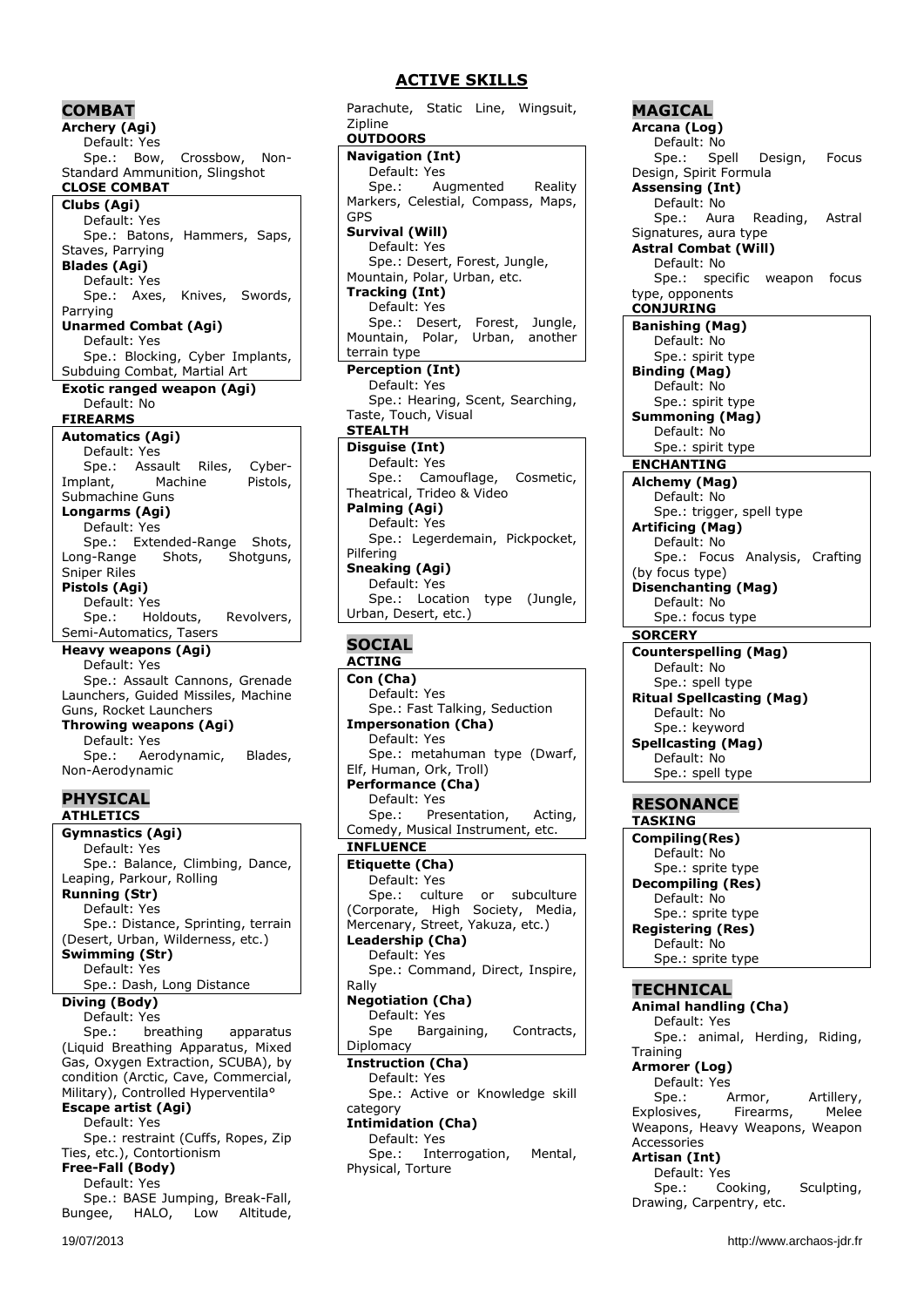# ACTIVE SKILLS

## COMBAT

**Archery (Agi)**
Default: Yes
Spe.: Bow, Crossbow, Non-Standard Ammunition, Slingshot

### CLOSE COMBAT

**Clubs (Agi)**
Default: Yes
Spe.: Batons, Hammers, Saps, Staves, Parrying

**Blades (Agi)**
Default: Yes
Spe.: Axes, Knives, Swords, Parrying

**Unarmed Combat (Agi)**
Default: Yes
Spe.: Blocking, Cyber Implants, Subduing Combat, Martial Art

**Exotic ranged weapon (Agi)**
Default: No

### FIREARMS

**Automatics (Agi)**
Default: Yes
Spe.: Assault Riles, Cyber-Implant, Machine Pistols, Submachine Guns

**Longarms (Agi)**
Default: Yes
Spe.: Extended-Range Shots, Long-Range Shots, Shotguns, Sniper Riles

**Pistols (Agi)**
Default: Yes
Spe.: Holdouts, Revolvers, Semi-Automatics, Tasers

**Heavy weapons (Agi)**
Default: Yes
Spe.: Assault Cannons, Grenade Launchers, Guided Missiles, Machine Guns, Rocket Launchers

**Throwing weapons (Agi)**
Default: Yes
Spe.: Aerodynamic, Blades, Non-Aerodynamic

## PHYSICAL

### ATHLETICS

**Gymnastics (Agi)**
Default: Yes
Spe.: Balance, Climbing, Dance, Leaping, Parkour, Rolling

**Running (Str)**
Default: Yes
Spe.: Distance, Sprinting, terrain (Desert, Urban, Wilderness, etc.)

**Swimming (Str)**
Default: Yes
Spe.: Dash, Long Distance

**Diving (Body)**
Default: Yes
Spe.: breathing apparatus (Liquid Breathing Apparatus, Mixed Gas, Oxygen Extraction, SCUBA), by condition (Arctic, Cave, Commercial, Military), Controlled Hyperventila°

**Escape artist (Agi)**
Default: Yes
Spe.: restraint (Cuffs, Ropes, Zip Ties, etc.), Contortionism

**Free-Fall (Body)**
Default: Yes
Spe.: BASE Jumping, Break-Fall, Bungee, HALO, Low Altitude, Parachute, Static Line, Wingsuit, Zipline

### OUTDOORS

**Navigation (Int)**
Default: Yes
Spe.: Augmented Reality Markers, Celestial, Compass, Maps, GPS

**Survival (Will)**
Default: Yes
Spe.: Desert, Forest, Jungle, Mountain, Polar, Urban, etc.

**Tracking (Int)**
Default: Yes
Spe.: Desert, Forest, Jungle, Mountain, Polar, Urban, another terrain type

**Perception (Int)**
Default: Yes
Spe.: Hearing, Scent, Searching, Taste, Touch, Visual

### STEALTH

**Disguise (Int)**
Default: Yes
Spe.: Camouflage, Cosmetic, Theatrical, Trideo & Video

**Palming (Agi)**
Default: Yes
Spe.: Legerdemain, Pickpocket, Pilfering

**Sneaking (Agi)**
Default: Yes
Spe.: Location type (Jungle, Urban, Desert, etc.)

## SOCIAL

### ACTING

**Con (Cha)**
Default: Yes
Spe.: Fast Talking, Seduction

**Impersonation (Cha)**
Default: Yes
Spe.: metahuman type (Dwarf, Elf, Human, Ork, Troll)

**Performance (Cha)**
Default: Yes
Spe.: Presentation, Acting, Comedy, Musical Instrument, etc.

### INFLUENCE

**Etiquette (Cha)**
Default: Yes
Spe.: culture or subculture (Corporate, High Society, Media, Mercenary, Street, Yakuza, etc.)

**Leadership (Cha)**
Default: Yes
Spe.: Command, Direct, Inspire, Rally

**Negotiation (Cha)**
Default: Yes
Spe Bargaining, Contracts, Diplomacy

**Instruction (Cha)**
Default: Yes
Spe.: Active or Knowledge skill category

**Intimidation (Cha)**
Default: Yes
Spe.: Interrogation, Mental, Physical, Torture

## MAGICAL

**Arcana (Log)**
Default: No
Spe.: Spell Design, Focus Design, Spirit Formula

**Assensing (Int)**
Default: No
Spe.: Aura Reading, Astral Signatures, aura type

**Astral Combat (Will)**
Default: No
Spe.: specific weapon focus type, opponents

### CONJURING

**Banishing (Mag)**
Default: No
Spe.: spirit type

**Binding (Mag)**
Default: No
Spe.: spirit type

**Summoning (Mag)**
Default: No
Spe.: spirit type

### ENCHANTING

**Alchemy (Mag)**
Default: No
Spe.: trigger, spell type

**Artificing (Mag)**
Default: No
Spe.: Focus Analysis, Crafting (by focus type)

**Disenchanting (Mag)**
Default: No
Spe.: focus type

### SORCERY

**Counterspelling (Mag)**
Default: No
Spe.: spell type

**Ritual Spellcasting (Mag)**
Default: No
Spe.: keyword

**Spellcasting (Mag)**
Default: No
Spe.: spell type

## RESONANCE

### TASKING

**Compiling(Res)**
Default: No
Spe.: sprite type

**Decompiling (Res)**
Default: No
Spe.: sprite type

**Registering (Res)**
Default: No
Spe.: sprite type

## TECHNICAL

**Animal handling (Cha)**
Default: Yes
Spe.: animal, Herding, Riding, Training

**Armorer (Log)**
Default: Yes
Spe.: Armor, Artillery, Explosives, Firearms, Melee Weapons, Heavy Weapons, Weapon Accessories

**Artisan (Int)**
Default: Yes
Spe.: Cooking, Sculpting, Drawing, Carpentry, etc.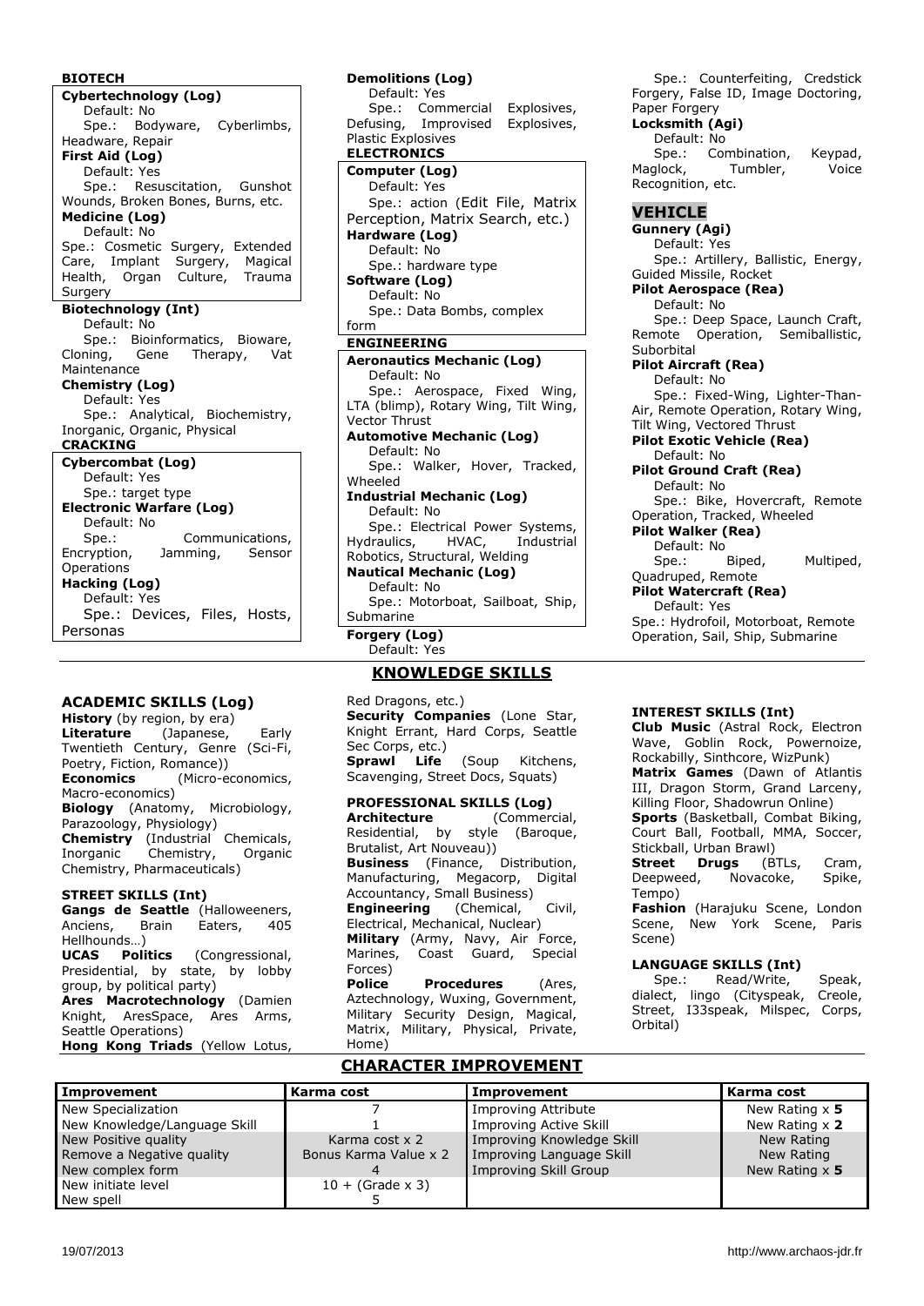## BIOTECH

**Cybertechnology (Log)**
Default: No
Spe.: Bodyware, Cyberlimbs, Headware, Repair

**First Aid (Log)**
Default: Yes
Spe.: Resuscitation, Gunshot Wounds, Broken Bones, Burns, etc.

**Medicine (Log)**
Default: No
Spe.: Cosmetic Surgery, Extended Care, Implant Surgery, Magical Health, Organ Culture, Trauma Surgery

**Biotechnology (Int)**
Default: No
Spe.: Bioinformatics, Bioware, Cloning, Gene Therapy, Vat Maintenance

**Chemistry (Log)**
Default: Yes
Spe.: Analytical, Biochemistry, Inorganic, Organic, Physical

## CRACKING

**Cybercombat (Log)**
Default: Yes
Spe.: target type

**Electronic Warfare (Log)**
Default: No
Spe.: Communications, Encryption, Jamming, Sensor Operations

**Hacking (Log)**
Default: Yes
Spe.: Devices, Files, Hosts, Personas

**Demolitions (Log)**
Default: Yes
Spe.: Commercial Explosives, Defusing, Improvised Explosives, Plastic Explosives

## ELECTRONICS

**Computer (Log)**
Default: Yes
Spe.: action (Edit File, Matrix Perception, Matrix Search, etc.)

**Hardware (Log)**
Default: No
Spe.: hardware type

**Software (Log)**
Default: No
Spe.: Data Bombs, complex form

## ENGINEERING

**Aeronautics Mechanic (Log)**
Default: No
Spe.: Aerospace, Fixed Wing, LTA (blimp), Rotary Wing, Tilt Wing, Vector Thrust

**Automotive Mechanic (Log)**
Default: No
Spe.: Walker, Hover, Tracked, Wheeled

**Industrial Mechanic (Log)**
Default: No
Spe.: Electrical Power Systems, Hydraulics, HVAC, Industrial Robotics, Structural, Welding

**Nautical Mechanic (Log)**
Default: No
Spe.: Motorboat, Sailboat, Ship, Submarine

**Forgery (Log)**
Default: Yes
Spe.: Counterfeiting, Credstick Forgery, False ID, Image Doctoring, Paper Forgery

**Locksmith (Agi)**
Default: No
Spe.: Combination, Keypad, Maglock, Tumbler, Voice Recognition, etc.

## VEHICLE

**Gunnery (Agi)**
Default: Yes
Spe.: Artillery, Ballistic, Energy, Guided Missile, Rocket

**Pilot Aerospace (Rea)**
Default: No
Spe.: Deep Space, Launch Craft, Remote Operation, Semiballistic, Suborbital

**Pilot Aircraft (Rea)**
Default: No
Spe.: Fixed-Wing, Lighter-Than-Air, Remote Operation, Rotary Wing, Tilt Wing, Vectored Thrust

**Pilot Exotic Vehicle (Rea)**
Default: No

**Pilot Ground Craft (Rea)**
Default: No
Spe.: Bike, Hovercraft, Remote Operation, Tracked, Wheeled

**Pilot Walker (Rea)**
Default: No
Spe.: Biped, Multiped, Quadruped, Remote

**Pilot Watercraft (Rea)**
Default: Yes
Spe.: Hydrofoil, Motorboat, Remote Operation, Sail, Ship, Submarine

## KNOWLEDGE SKILLS

### ACADEMIC SKILLS (Log)

**History** (by region, by era)
**Literature** (Japanese, Early Twentieth Century, Genre (Sci-Fi, Poetry, Fiction, Romance))
**Economics** (Micro-economics, Macro-economics)
**Biology** (Anatomy, Microbiology, Parazoology, Physiology)
**Chemistry** (Industrial Chemicals, Inorganic Chemistry, Organic Chemistry, Pharmaceuticals)

### STREET SKILLS (Int)

**Gangs de Seattle** (Halloweeners, Anciens, Brain Eaters, 405 Hellhounds…)
**UCAS Politics** (Congressional, Presidential, by state, by lobby group, by political party)
**Ares Macrotechnology** (Damien Knight, AresSpace, Ares Arms, Seattle Operations)
**Hong Kong Triads** (Yellow Lotus, Red Dragons, etc.)
**Security Companies** (Lone Star, Knight Errant, Hard Corps, Seattle Sec Corps, etc.)
**Sprawl Life** (Soup Kitchens, Scavenging, Street Docs, Squats)

### PROFESSIONAL SKILLS (Log)

**Architecture** (Commercial, Residential, by style (Baroque, Brutalist, Art Nouveau))
**Business** (Finance, Distribution, Manufacturing, Megacorp, Digital Accountancy, Small Business)
**Engineering** (Chemical, Civil, Electrical, Mechanical, Nuclear)
**Military** (Army, Navy, Air Force, Marines, Coast Guard, Special Forces)
**Police Procedures** (Ares, Aztechnology, Wuxing, Government, Military Security Design, Magical, Matrix, Military, Physical, Private, Home)

### INTEREST SKILLS (Int)

**Club Music** (Astral Rock, Electron Wave, Goblin Rock, Powernoize, Rockabilly, Sinthcore, WizPunk)
**Matrix Games** (Dawn of Atlantis III, Dragon Storm, Grand Larceny, Killing Floor, Shadowrun Online)
**Sports** (Basketball, Combat Biking, Court Ball, Football, MMA, Soccer, Stickball, Urban Brawl)
**Street Drugs** (BTLs, Cram, Deepweed, Novacoke, Spike, Tempo)
**Fashion** (Harajuku Scene, London Scene, New York Scene, Paris Scene)

### LANGUAGE SKILLS (Int)

Spe.: Read/Write, Speak, dialect, lingo (Cityspeak, Creole, Street, I33speak, Milspec, Corps, Orbital)

## CHARACTER IMPROVEMENT

| Improvement | Karma cost | Improvement | Karma cost |
|---|---|---|---|
| New Specialization | 7 | Improving Attribute | New Rating x **5** |
| New Knowledge/Language Skill | 1 | Improving Active Skill | New Rating x **2** |
| New Positive quality | Karma cost x 2 | Improving Knowledge Skill | New Rating |
| Remove a Negative quality | Bonus Karma Value x 2 | Improving Language Skill | New Rating |
| New complex form | 4 | Improving Skill Group | New Rating x **5** |
| New initiate level | 10 + (Grade x 3) | | |
| New spell | 5 | | |